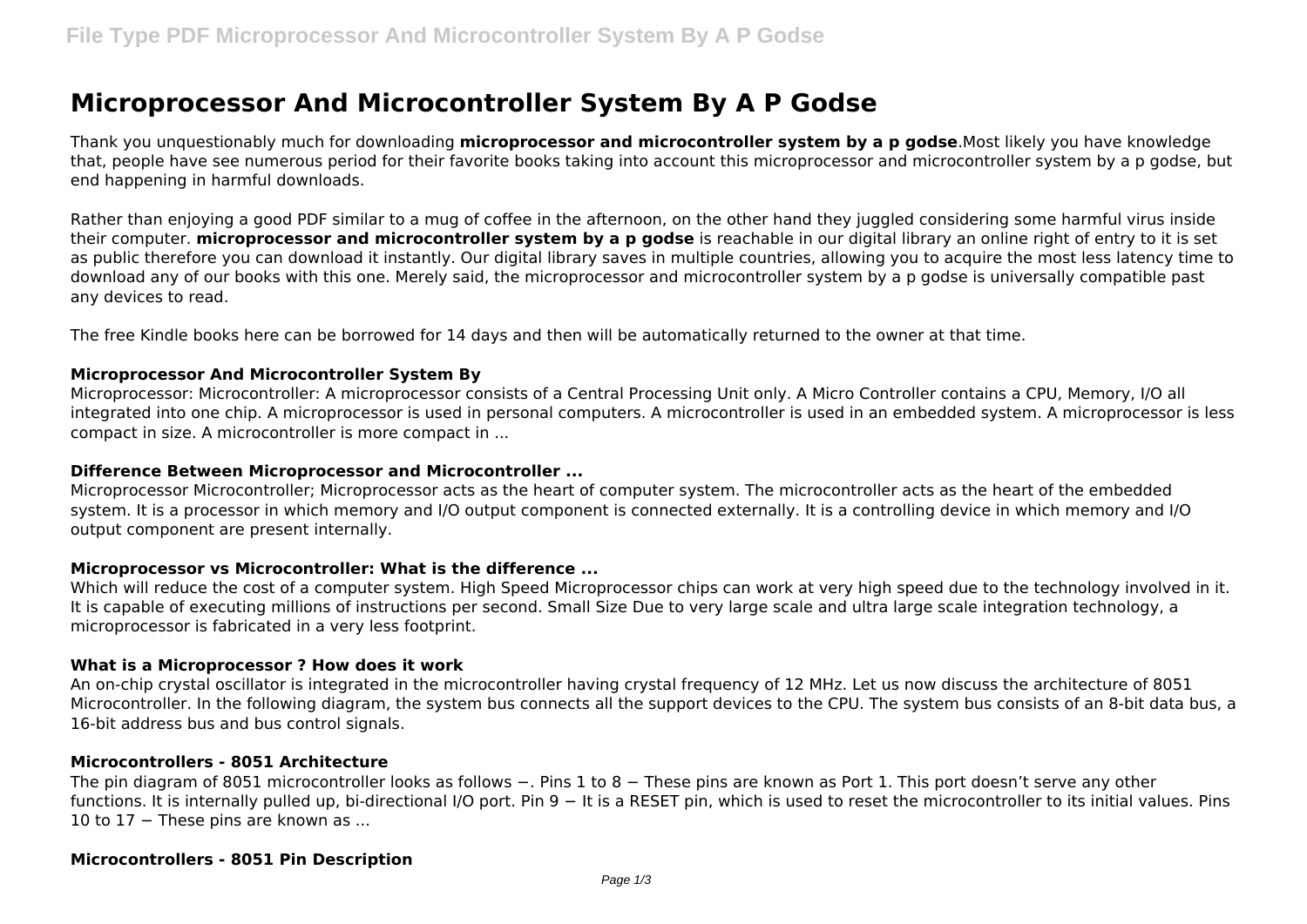# Microprocessor And Microcontroller System By A P Godse

Thank you unquestionably much for downloading **microprocessor and microcontroller system by a p godse**.Most likely you have knowledge that, people have see numerous period for their favorite books taking into account this microprocessor and microcontroller system by a p godse, but end happening in harmful downloads.

Rather than enjoying a good PDF similar to a mug of coffee in the afternoon, on the other hand they juggled considering some harmful virus inside their computer. **microprocessor and microcontroller system by a p godse** is reachable in our digital library an online right of entry to it is set as public therefore you can download it instantly. Our digital library saves in multiple countries, allowing you to acquire the most less latency time to download any of our books with this one. Merely said, the microprocessor and microcontroller system by a p godse is universally compatible past any devices to read.

The free Kindle books here can be borrowed for 14 days and then will be automatically returned to the owner at that time.

### Microprocessor And Microcontroller System By

Microprocessor: Microcontroller: A microprocessor consists of a Central Processing Unit only. A Micro Controller contains a CPU, Memory, I/O all integrated into one chip. A microprocessor is used in personal computers. A microcontroller is used in an embedded system. A microprocessor is less compact in size. A microcontroller is more compact in ...

### Difference Between Microprocessor and Microcontroller ...

Microprocessor Microcontroller; Microprocessor acts as the heart of computer system. The microcontroller acts as the heart of the embedded system. It is a processor in which memory and I/O output component is connected externally. It is a controlling device in which memory and I/O output component are present internally.

### Microprocessor vs Microcontroller: What is the difference ...

Which will reduce the cost of a computer system. High Speed Microprocessor chips can work at very high speed due to the technology involved in it. It is capable of executing millions of instructions per second. Small Size Due to very large scale and ultra large scale integration technology, a microprocessor is fabricated in a very less footprint.

### What is a Microprocessor ? How does it work

An on-chip crystal oscillator is integrated in the microcontroller having crystal frequency of 12 MHz. Let us now discuss the architecture of 8051 Microcontroller. In the following diagram, the system bus connects all the support devices to the CPU. The system bus consists of an 8-bit data bus, a 16-bit address bus and bus control signals.

### Microcontrollers - 8051 Architecture

The pin diagram of 8051 microcontroller looks as follows −. Pins 1 to 8 − These pins are known as Port 1. This port doesn't serve any other functions. It is internally pulled up, bi-directional I/O port. Pin 9 − It is a RESET pin, which is used to reset the microcontroller to its initial values. Pins 10 to 17 − These pins are known as ...

### Microcontrollers - 8051 Pin Description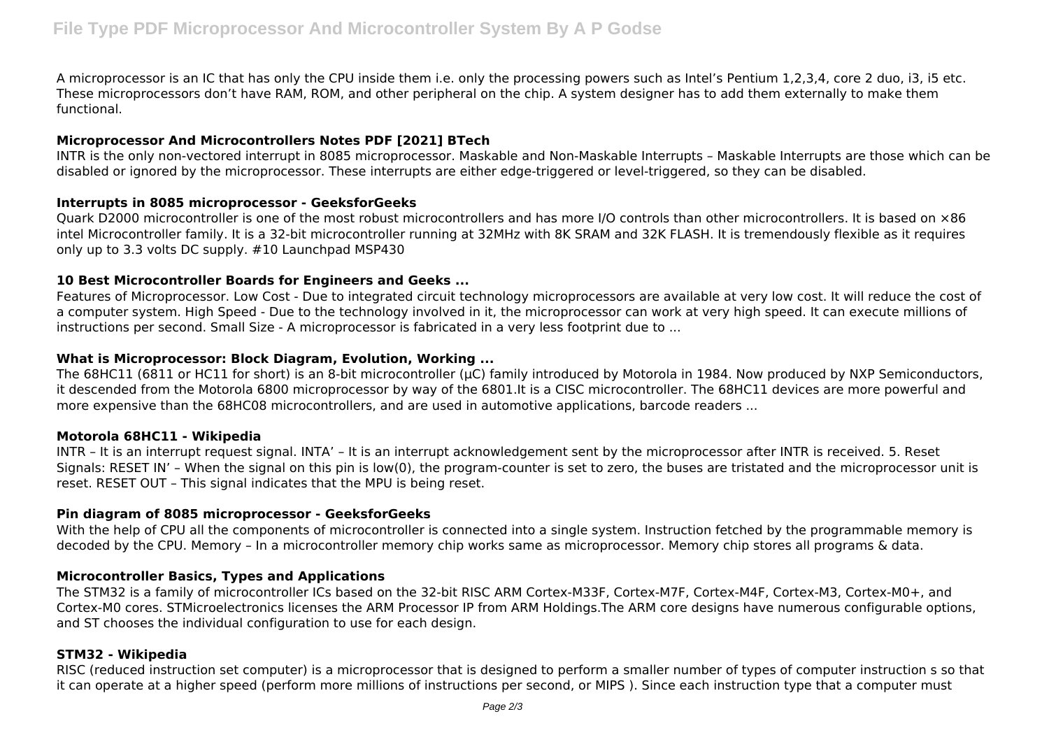A microprocessor is an IC that has only the CPU inside them i.e. only the processing powers such as Intel's Pentium 1,2,3,4, core 2 duo, i3, i5 etc. These microprocessors don't have RAM, ROM, and other peripheral on the chip. A system designer has to add them externally to make them functional.

**Microprocessor And Microcontrollers Notes PDF [2021] BTech**

INTR is the only non-vectored interrupt in 8085 microprocessor. Maskable and Non-Maskable Interrupts – Maskable Interrupts are those which can be disabled or ignored by the microprocessor. These interrupts are either edge-triggered or level-triggered, so they can be disabled.

**Interrupts in 8085 microprocessor - GeeksforGeeks**

Quark D2000 microcontroller is one of the most robust microcontrollers and has more I/O controls than other microcontrollers. It is based on ×86 intel Microcontroller family. It is a 32-bit microcontroller running at 32MHz with 8K SRAM and 32K FLASH. It is tremendously flexible as it requires only up to 3.3 volts DC supply. #10 Launchpad MSP430

**10 Best Microcontroller Boards for Engineers and Geeks ...**

Features of Microprocessor. Low Cost - Due to integrated circuit technology microprocessors are available at very low cost. It will reduce the cost of a computer system. High Speed - Due to the technology involved in it, the microprocessor can work at very high speed. It can execute millions of instructions per second. Small Size - A microprocessor is fabricated in a very less footprint due to ...

**What is Microprocessor: Block Diagram, Evolution, Working ...**

The 68HC11 (6811 or HC11 for short) is an 8-bit microcontroller (µC) family introduced by Motorola in 1984. Now produced by NXP Semiconductors, it descended from the Motorola 6800 microprocessor by way of the 6801.It is a CISC microcontroller. The 68HC11 devices are more powerful and more expensive than the 68HC08 microcontrollers, and are used in automotive applications, barcode readers ...

**Motorola 68HC11 - Wikipedia**

INTR – It is an interrupt request signal. INTA' – It is an interrupt acknowledgement sent by the microprocessor after INTR is received. 5. Reset Signals: RESET IN' – When the signal on this pin is low(0), the program-counter is set to zero, the buses are tristated and the microprocessor unit is reset. RESET OUT – This signal indicates that the MPU is being reset.

**Pin diagram of 8085 microprocessor - GeeksforGeeks**

With the help of CPU all the components of microcontroller is connected into a single system. Instruction fetched by the programmable memory is decoded by the CPU. Memory – In a microcontroller memory chip works same as microprocessor. Memory chip stores all programs & data.

**Microcontroller Basics, Types and Applications**

The STM32 is a family of microcontroller ICs based on the 32-bit RISC ARM Cortex-M33F, Cortex-M7F, Cortex-M4F, Cortex-M3, Cortex-M0+, and Cortex-M0 cores. STMicroelectronics licenses the ARM Processor IP from ARM Holdings.The ARM core designs have numerous configurable options, and ST chooses the individual configuration to use for each design.

**STM32 - Wikipedia**

RISC (reduced instruction set computer) is a microprocessor that is designed to perform a smaller number of types of computer instruction s so that it can operate at a higher speed (perform more millions of instructions per second, or MIPS ). Since each instruction type that a computer must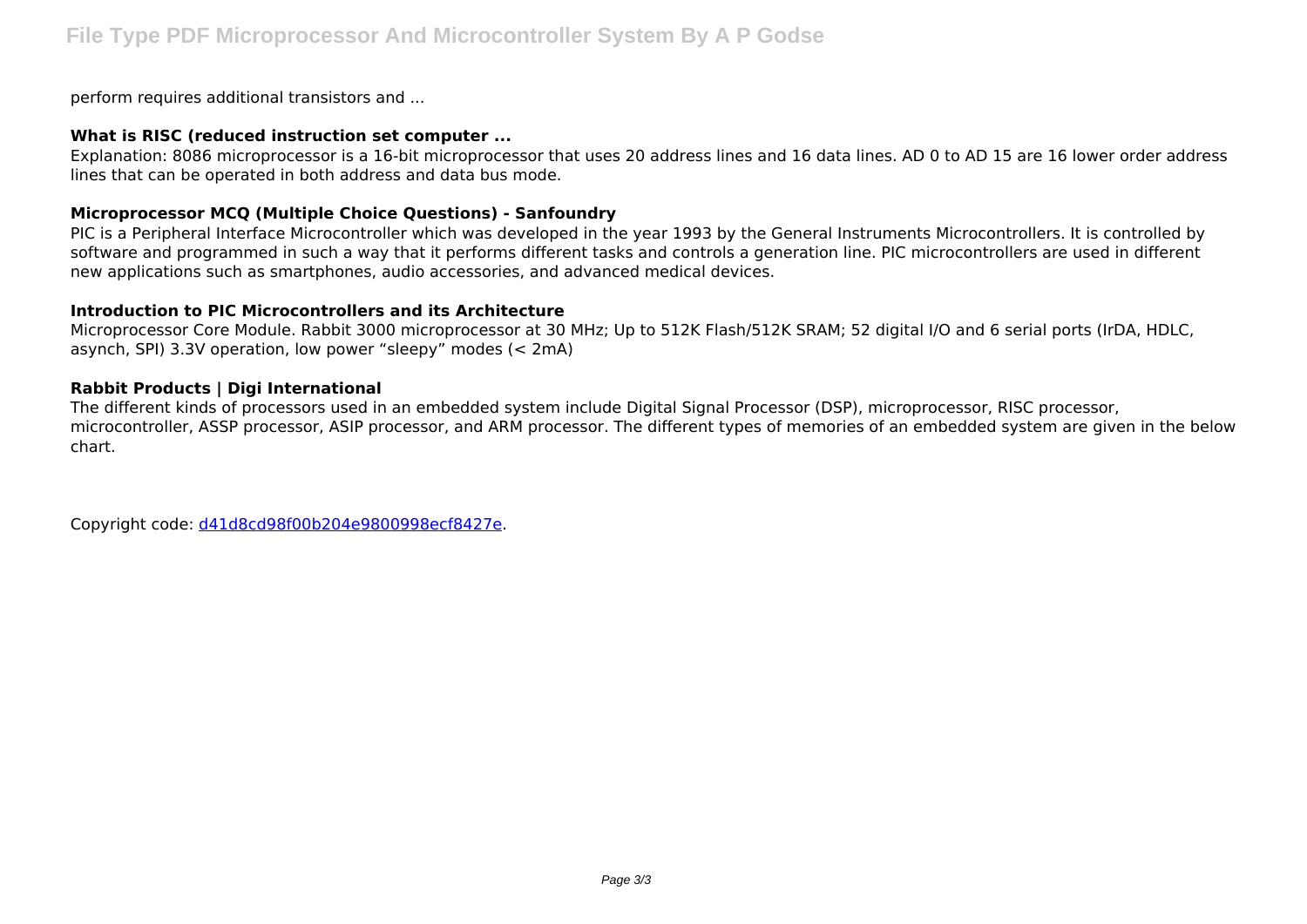perform requires additional transistors and ...

### What is RISC (reduced instruction set computer ...

Explanation: 8086 microprocessor is a 16-bit microprocessor that uses 20 address lines and 16 data lines. AD 0 to AD 15 are 16 lower order address lines that can be operated in both address and data bus mode.

### Microprocessor MCQ (Multiple Choice Questions) - Sanfoundry

PIC is a Peripheral Interface Microcontroller which was developed in the year 1993 by the General Instruments Microcontrollers. It is controlled by software and programmed in such a way that it performs different tasks and controls a generation line. PIC microcontrollers are used in different new applications such as smartphones, audio accessories, and advanced medical devices.

### Introduction to PIC Microcontrollers and its Architecture

Microprocessor Core Module. Rabbit 3000 microprocessor at 30 MHz; Up to 512K Flash/512K SRAM; 52 digital I/O and 6 serial ports (IrDA, HDLC, asynch, SPI) 3.3V operation, low power “sleepy” modes (< 2mA)

### Rabbit Products | Digi International

The different kinds of processors used in an embedded system include Digital Signal Processor (DSP), microprocessor, RISC processor, microcontroller, ASSP processor, ASIP processor, and ARM processor. The different types of memories of an embedded system are given in the below chart.

Copyright code: d41d8cd98f00b204e9800998ecf8427e.